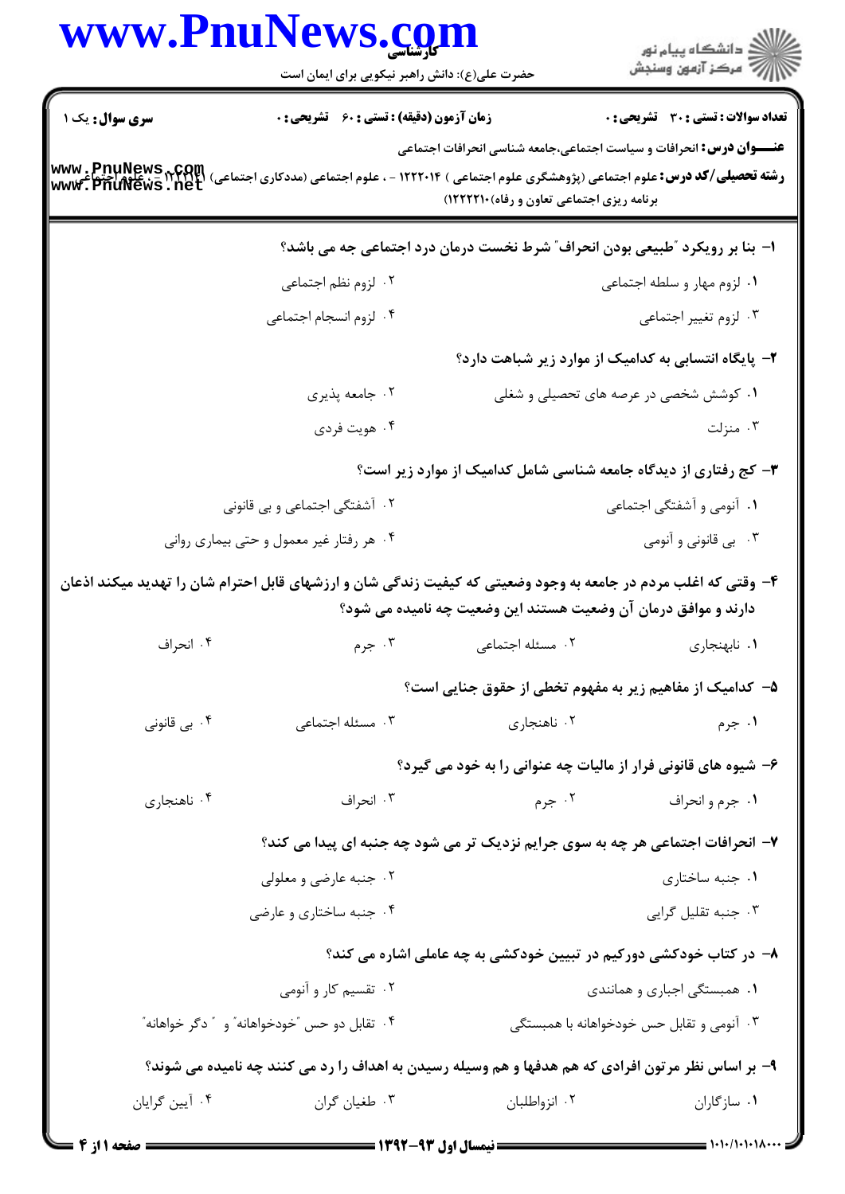**سری سوال:** یک ۱

**زمان آزمون (دقیقه) : تستی : ۶۰ تشریحی : ۰**

**تعداد سوالات : تستی : ۳۰ تشریحی : ۰**

**عنـــوان درس:** انحرافات و سیاست اجتماعی،جامعه شناسی انحرافات اجتماعی

**رشته تحصیلی/کد درس:** علوم اجتماعی (پژوهشگری علوم اجتماعی ) ۱۲۲۲۰۱۴ - ، علوم اجتماعی (مددکاری اجتماعی) ،۱۲۲۲۱۰۴ - علوم اجتماعی برنامه ریزی اجتماعی تعاون و رفاه)۱۲۲۲۲۱۰)

۱- بنا بر رویکرد "طبیعی بودن انحراف" شرط نخست درمان درد اجتماعی چه می باشد؟

۱. لزوم مهار و سلطه اجتماعی
۲. لزوم نظم اجتماعی
۳. لزوم تغییر اجتماعی
۴. لزوم انسجام اجتماعی

۲- پایگاه انتسابی به کدامیک از موارد زیر شباهت دارد؟

۱. کوشش شخصی در عرصه های تحصیلی و شغلی
۲. جامعه پذیری
۳. منزلت
۴. هویت فردی

۳- کج رفتاری از دیدگاه جامعه شناسی شامل کدامیک از موارد زیر است؟

۱. آنومی و آشفتگی اجتماعی
۲. آشفتگی اجتماعی و بی قانونی
۳. بی قانونی و آنومی
۴. هر رفتار غیر معمول و حتی بیماری روانی

۴- وقتی که اغلب مردم در جامعه به وجود وضعیتی که کیفیت زندگی شان و ارزشهای قابل احترام شان را تهدید میکند اذعان دارند و موافق درمان آن وضعیت هستند این وضعیت چه نامیده می شود؟

۱. نابهنجاری
۲. مسئله اجتماعی
۳. جرم
۴. انحراف

۵- کدامیک از مفاهیم زیر به مفهوم تخطی از حقوق جنایی است؟

۱. جرم
۲. ناهنجاری
۳. مسئله اجتماعی
۴. بی قانونی

۶- شیوه های قانونی فرار از مالیات چه عنوانی را به خود می گیرد؟

۱. جرم و انحراف
۲. جرم
۳. انحراف
۴. ناهنجاری

۷- انحرافات اجتماعی هر چه به سوی جرایم نزدیک تر می شود چه جنبه ای پیدا می کند؟

۱. جنبه ساختاری
۲. جنبه عارضی و معلولی
۳. جنبه تقلیل گرایی
۴. جنبه ساختاری و عارضی

۸- در کتاب خودکشی دورکیم در تبیین خودکشی به چه عاملی اشاره می کند؟

۱. همبستگی اجباری و همانندی
۲. تقسیم کار و آنومی
۳. آنومی و تقابل حس خودخواهانه با همبستگی
۴. تقابل دو حس "خودخواهانه" و " دگر خواهانه"

۹- بر اساس نظر مرتون افرادی که هم هدفها و هم وسیله رسیدن به اهداف را رد می کنند چه نامیده می شوند؟

۱. سازگاران
۲. انزواطلبان
۳. طغیان گران
۴. آیین گرایان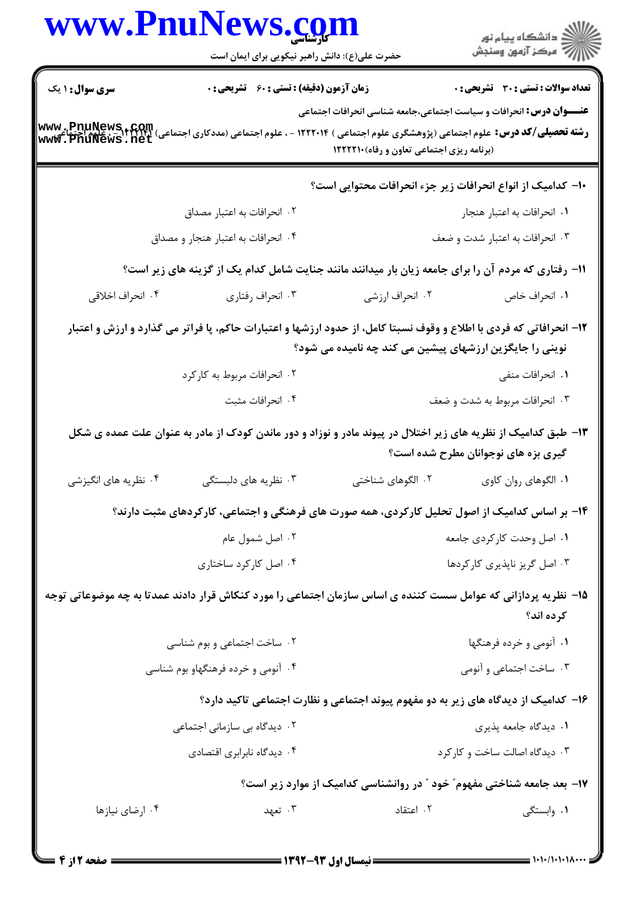۱۰- کدامیک از انواع انحرافات زیر جزء انحرافات محتوایی است؟

۱. انحرافات به اعتبار هنجار
۲. انحرافات به اعتبار مصداق
۳. انحرافات به اعتبار شدت و ضعف
۴. انحرافات به اعتبار هنجار و مصداق

۱۱- رفتاری که مردم آن را برای جامعه زیان بار میدانند مانند جنایت شامل کدام یک از گزینه های زیر است؟

۱. انحراف خاص
۲. انحراف ارزشی
۳. انحراف رفتاری
۴. انحراف اخلاقی

۱۲- انحرافاتی که فردی با اطلاع و وقوف نسبتا کامل، از حدود ارزشها و اعتبارات حاکم، پا فراتر می گذارد و ارزش و اعتبار نوینی را جایگزین ارزشهای پیشین می کند چه نامیده می شود؟

۱. انحرافات منفی
۲. انحرافات مربوط به کارکرد
۳. انحرافات مربوط به شدت و ضعف
۴. انحرافات مثبت

۱۳- طبق کدامیک از نظریه های زیر اختلال در پیوند مادر و نوزاد و دور ماندن کودک از مادر به عنوان علت عمده ی شکل گیری بزه های نوجوانان مطرح شده است؟

۱. الگوهای روان کاوی
۲. الگوهای شناختی
۳. نظریه های دلبستگی
۴. نظریه های انگیزشی

۱۴- بر اساس کدامیک از اصول تحلیل کارکردی، همه صورت های فرهنگی و اجتماعی، کارکردهای مثبت دارند؟

۱. اصل وحدت کارکردی جامعه
۲. اصل شمول عام
۳. اصل گریز ناپذیری کارکردها
۴. اصل کارکرد ساختاری

۱۵- نظریه پردازانی که عوامل سست کننده ی اساس سازمان اجتماعی را مورد کنکاش قرار دادند عمدتا به چه موضوعاتی توجه کرده اند؟

۱. آنومی و خرده فرهنگها
۲. ساخت اجتماعی و بوم شناسی
۳. ساخت اجتماعی و آنومی
۴. آنومی و خرده فرهنگهاو بوم شناسی

۱۶- کدامیک از دیدگاه های زیر به دو مفهوم پیوند اجتماعی و نظارت اجتماعی تاکید دارد؟

۱. دیدگاه جامعه پذیری
۲. دیدگاه بی سازمانی اجتماعی
۳. دیدگاه اصالت ساخت و کارکرد
۴. دیدگاه نابرابری اقتصادی

۱۷- بعد جامعه شناختی مفهوم" خود " در روانشناسی کدامیک از موارد زیر است؟

۱. وابستگی
۲. اعتقاد
۳. تعهد
۴. ارضای نیازها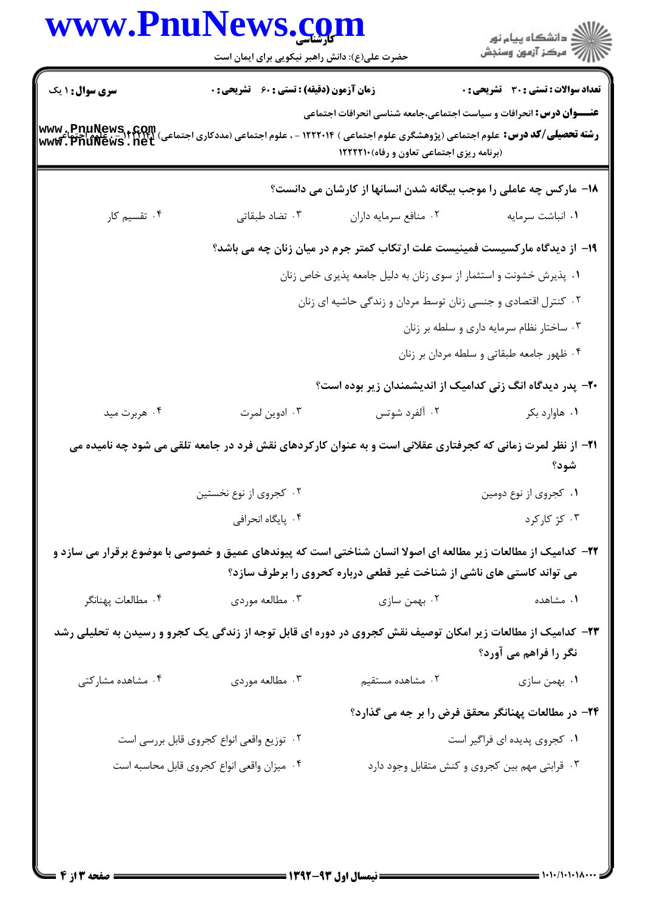**سری سوال:** ۱ یک

**زمان آزمون (دقیقه) : تستی : ۶۰ تشریحی : ۰**

**تعداد سوالات : تستی : ۳۰ تشریحی : ۰**

**عنـــوان درس:** انحرافات و سیاست اجتماعی،جامعه شناسی انحرافات اجتماعی

**رشته تحصیلی/کد درس:** علوم اجتماعی (پژوهشگری علوم اجتماعی ) ۱۲۲۲۰۱۴ - ، علوم اجتماعی (مددکاری اجتماعی) ۱۲۲۲۱۲۱ - ، علوم اجتماعی (برنامه ریزی اجتماعی تعاون و رفاه)۱۲۲۲۲۱۰

۱۸- مارکس چه عاملی را موجب بیگانه شدن انسانها از کارشان می دانست؟

۱. انباشت سرمایه
۲. منافع سرمایه داران
۳. تضاد طبقاتی
۴. تقسیم کار

۱۹- از دیدگاه مارکسیست فمینیست علت ارتکاب کمتر جرم در میان زنان چه می باشد؟

۱. پذیرش خشونت و استثمار از سوی زنان به دلیل جامعه پذیری خاص زنان
۲. کنترل اقتصادی و جنسی زنان توسط مردان و زندگی حاشیه ای زنان
۳. ساختار نظام سرمایه داری و سلطه بر زنان
۴. ظهور جامعه طبقاتی و سلطه مردان بر زنان

۲۰- پدر دیدگاه انگ زنی کدامیک از اندیشمندان زیر بوده است؟

۱. هاوارد بکر
۲. آلفرد شوتس
۳. ادوین لمرت
۴. هربرت مید

۲۱- از نظر لمرت زمانی که کجرفتاری عقلانی است و به عنوان کارکردهای نقش فرد در جامعه تلقی می شود چه نامیده می شود؟

۱. کجروی از نوع دومین
۲. کجروی از نوع نخستین
۳. کژ کارکرد
۴. پایگاه انحرافی

۲۲- کدامیک از مطالعات زیر مطالعه ای اصولا انسان شناختی است که پیوندهای عمیق و خصوصی با موضوع برقرار می سازد و می تواند کاستی های ناشی از شناخت غیر قطعی درباره کجروی را برطرف سازد؟

۱. مشاهده
۲. بهمن سازی
۳. مطالعه موردی
۴. مطالعات پنهانگر

۲۳- کدامیک از مطالعات زیر امکان توصیف نقش کجروی در دوره ای قابل توجه از زندگی یک کجرو و رسیدن به تحلیلی رشد نگر را فراهم می آورد؟

۱. بهمن سازی
۲. مشاهده مستقیم
۳. مطالعه موردی
۴. مشاهده مشارکتی

۲۴- در مطالعات پهنانگر محقق فرض را بر چه می گذارد؟

۱. کجروی پدیده ای فراگیر است
۲. توزیع واقعی انواع کجروی قابل بررسی است
۳. قرابتی مهم بین کجروی و کنش متقابل وجود دارد
۴. میزان واقعی انواع کجروی قابل محاسبه است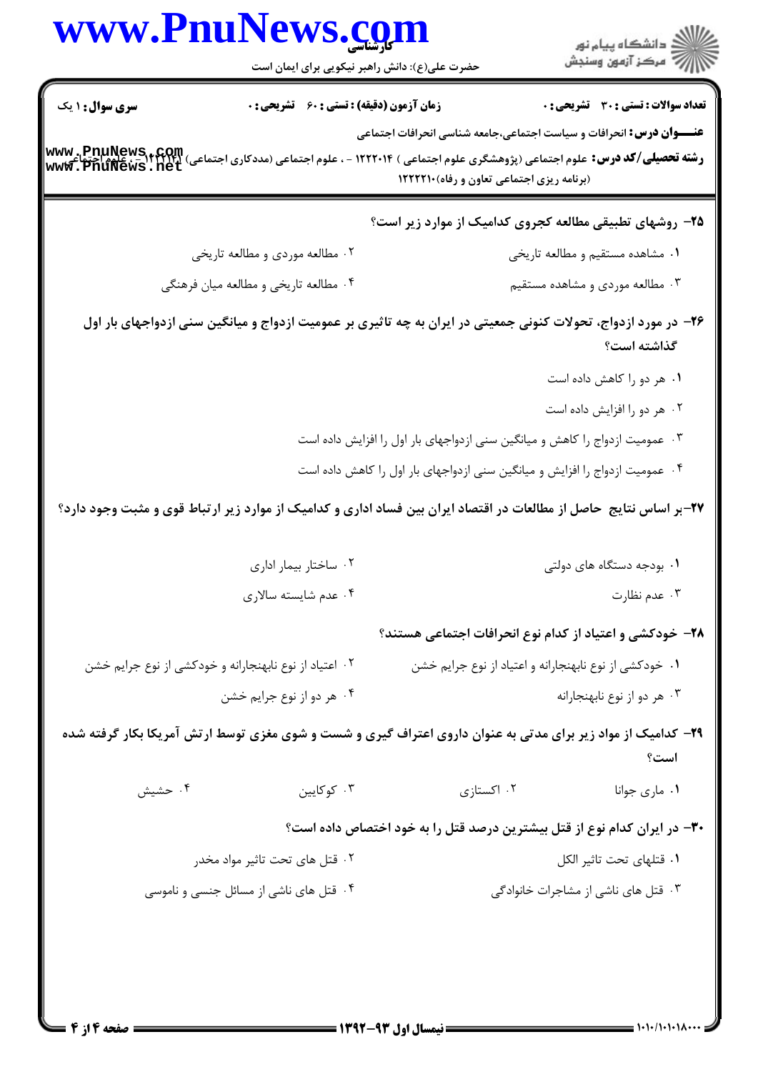**تعداد سوالات : تستی : ۳۰ تشریحی : ۰**　**زمان آزمون (دقیقه) : تستی : ۶۰ تشریحی : ۰**　**سری سوال : ۱ یک**

**عنـــوان درس:** انحرافات و سیاست اجتماعی،جامعه شناسی انحرافات اجتماعی

**رشته تحصیلی/کد درس:** علوم اجتماعی (پژوهشگری علوم اجتماعی ) ۱۲۲۲۰۱۴ - ، علوم اجتماعی (مددکاری اجتماعی) ۱۲۲۲۱۲۱ - ، علوم اجتماعی (برنامه ریزی اجتماعی تعاون و رفاه)۱۲۲۲۲۱۰

**۲۵- روشهای تطبیقی مطالعه کجروی کدامیک از موارد زیر است؟**

۱. مشاهده مستقیم و مطالعه تاریخی

۲. مطالعه موردی و مطالعه تاریخی

۳. مطالعه موردی و مشاهده مستقیم

۴. مطالعه تاریخی و مطالعه میان فرهنگی

**۲۶- در مورد ازدواج، تحولات کنونی جمعیتی در ایران به چه تاثیری بر عمومیت ازدواج و میانگین سنی ازدواجهای بار اول گذاشته است؟**

۱. هر دو را کاهش داده است

۲. هر دو را افزایش داده است

۳. عمومیت ازدواج را کاهش و میانگین سنی ازدواجهای بار اول را افزایش داده است

۴. عمومیت ازدواج را افزایش و میانگین سنی ازدواجهای بار اول را کاهش داده است

**۲۷-بر اساس نتایج حاصل از مطالعات در اقتصاد ایران بین فساد اداری و کدامیک از موارد زیر ارتباط قوی و مثبت وجود دارد؟**

۱. بودجه دستگاه های دولتی

۲. ساختار بیمار اداری

۳. عدم نظارت

۴. عدم شایسته سالاری

**۲۸- خودکشی و اعتیاد از کدام نوع انحرافات اجتماعی هستند؟**

۱. خودکشی از نوع نابهنجارانه و اعتیاد از نوع جرایم خشن

۲. اعتیاد از نوع نابهنجارانه و خودکشی از نوع جرایم خشن

۳. هر دو از نوع نابهنجارانه

۴. هر دو از نوع جرایم خشن

**۲۹- کدامیک از مواد زیر برای مدتی به عنوان داروی اعتراف گیری و شست و شوی مغزی توسط ارتش آمریکا بکار گرفته شده است؟**

۱. ماری جوانا

۲. اکستازی

۳. کوکایین

۴. حشیش

**۳۰- در ایران کدام نوع از قتل بیشترین درصد قتل را به خود اختصاص داده است؟**

۱. قتلهای تحت تاثیر الکل

۲. قتل های تحت تاثیر مواد مخدر

۳. قتل های ناشی از مشاجرات خانوادگی

۴. قتل های ناشی از مسائل جنسی و ناموسی